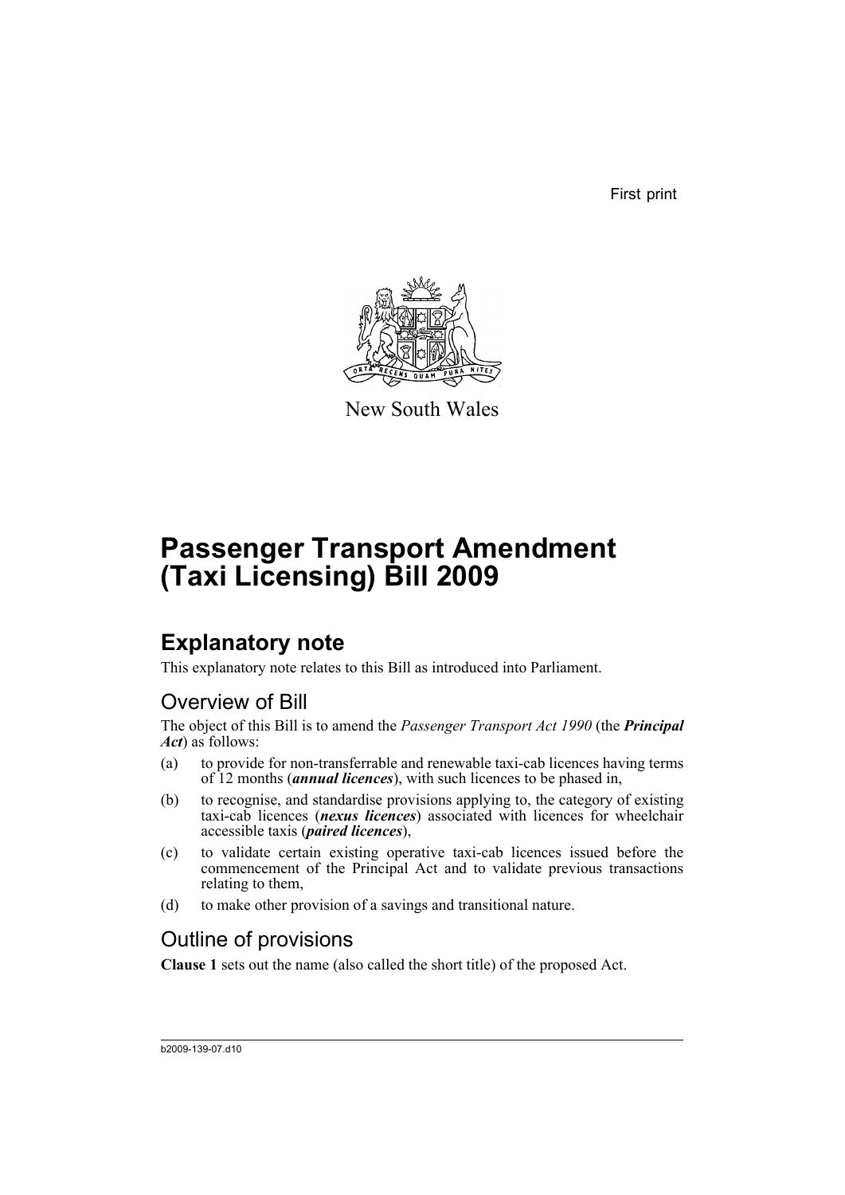First print

New South Wales

# Passenger Transport Amendment (Taxi Licensing) Bill 2009

## Explanatory note

This explanatory note relates to this Bill as introduced into Parliament.

### Overview of Bill

The object of this Bill is to amend the *Passenger Transport Act 1990* (the ***Principal Act***) as follows:

(a) to provide for non-transferrable and renewable taxi-cab licences having terms of 12 months (***annual licences***), with such licences to be phased in,

(b) to recognise, and standardise provisions applying to, the category of existing taxi-cab licences (***nexus licences***) associated with licences for wheelchair accessible taxis (***paired licences***),

(c) to validate certain existing operative taxi-cab licences issued before the commencement of the Principal Act and to validate previous transactions relating to them,

(d) to make other provision of a savings and transitional nature.

### Outline of provisions

**Clause 1** sets out the name (also called the short title) of the proposed Act.

b2009-139-07.d10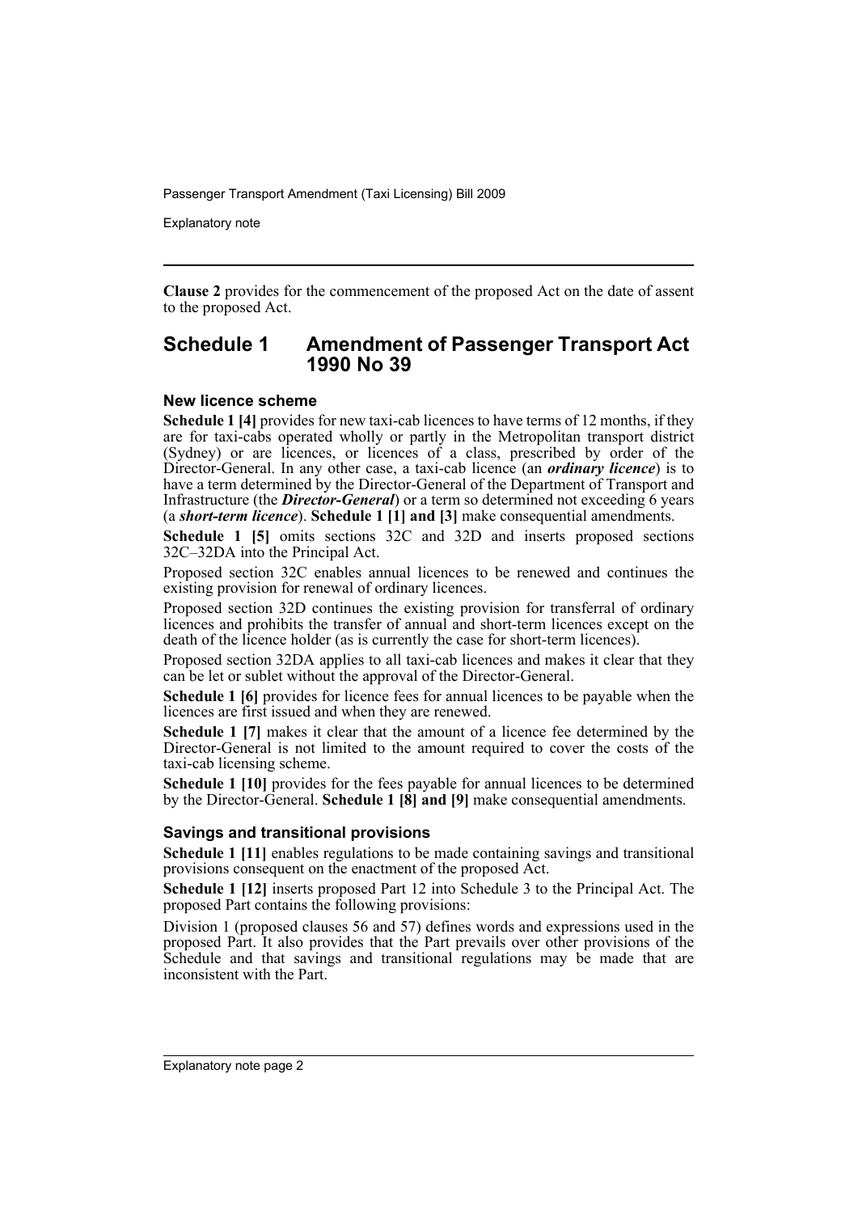**Clause 2** provides for the commencement of the proposed Act on the date of assent to the proposed Act.

## Schedule 1 Amendment of Passenger Transport Act 1990 No 39

### New licence scheme

**Schedule 1 [4]** provides for new taxi-cab licences to have terms of 12 months, if they are for taxi-cabs operated wholly or partly in the Metropolitan transport district (Sydney) or are licences, or licences of a class, prescribed by order of the Director-General. In any other case, a taxi-cab licence (an ***ordinary licence***) is to have a term determined by the Director-General of the Department of Transport and Infrastructure (the ***Director-General***) or a term so determined not exceeding 6 years (a ***short-term licence***). **Schedule 1 [1] and [3]** make consequential amendments.

**Schedule 1 [5]** omits sections 32C and 32D and inserts proposed sections 32C–32DA into the Principal Act.

Proposed section 32C enables annual licences to be renewed and continues the existing provision for renewal of ordinary licences.

Proposed section 32D continues the existing provision for transferral of ordinary licences and prohibits the transfer of annual and short-term licences except on the death of the licence holder (as is currently the case for short-term licences).

Proposed section 32DA applies to all taxi-cab licences and makes it clear that they can be let or sublet without the approval of the Director-General.

**Schedule 1 [6]** provides for licence fees for annual licences to be payable when the licences are first issued and when they are renewed.

**Schedule 1 [7]** makes it clear that the amount of a licence fee determined by the Director-General is not limited to the amount required to cover the costs of the taxi-cab licensing scheme.

**Schedule 1 [10]** provides for the fees payable for annual licences to be determined by the Director-General. **Schedule 1 [8] and [9]** make consequential amendments.

### Savings and transitional provisions

**Schedule 1 [11]** enables regulations to be made containing savings and transitional provisions consequent on the enactment of the proposed Act.

**Schedule 1 [12]** inserts proposed Part 12 into Schedule 3 to the Principal Act. The proposed Part contains the following provisions:

Division 1 (proposed clauses 56 and 57) defines words and expressions used in the proposed Part. It also provides that the Part prevails over other provisions of the Schedule and that savings and transitional regulations may be made that are inconsistent with the Part.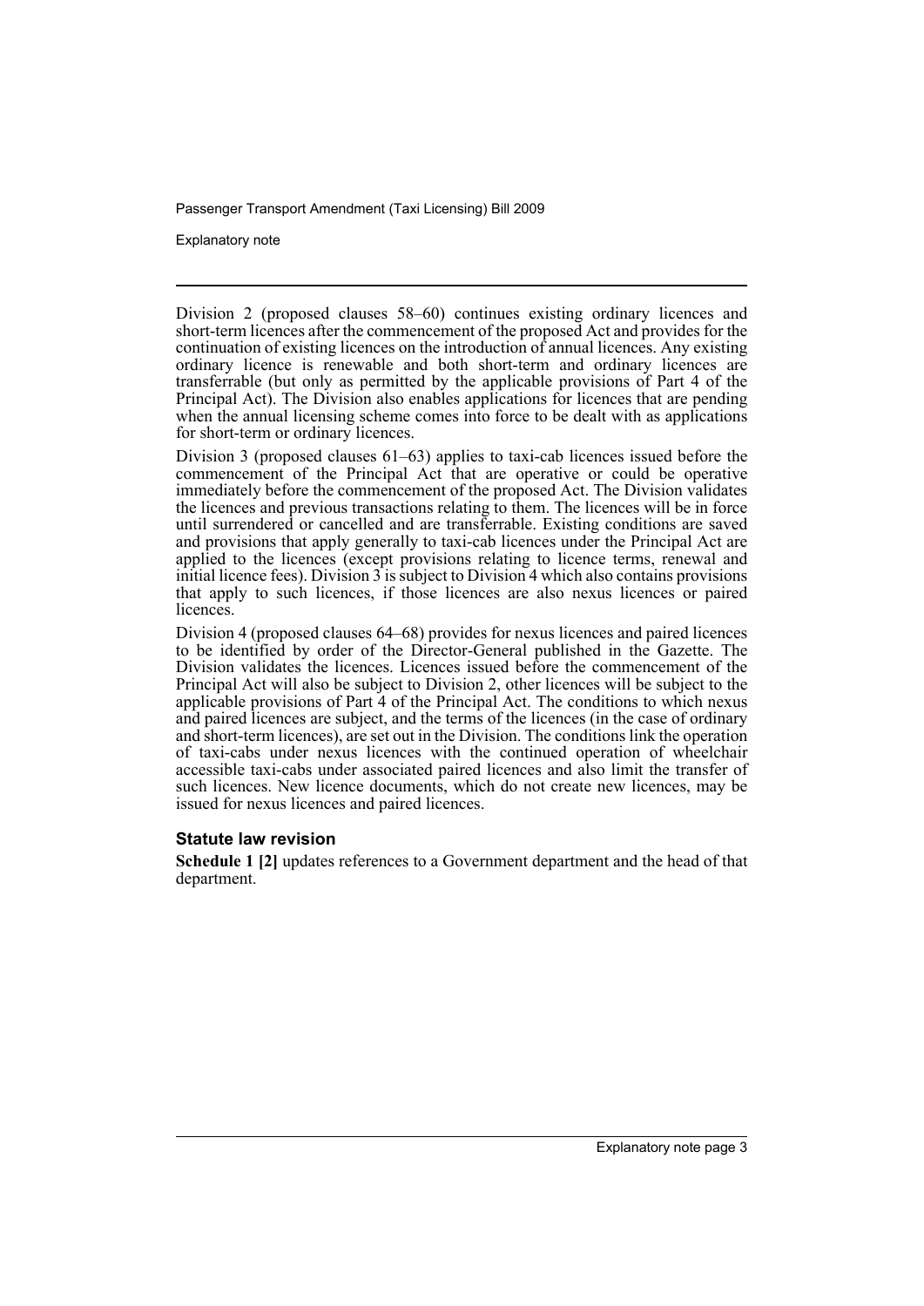Division 2 (proposed clauses 58–60) continues existing ordinary licences and short-term licences after the commencement of the proposed Act and provides for the continuation of existing licences on the introduction of annual licences. Any existing ordinary licence is renewable and both short-term and ordinary licences are transferrable (but only as permitted by the applicable provisions of Part 4 of the Principal Act). The Division also enables applications for licences that are pending when the annual licensing scheme comes into force to be dealt with as applications for short-term or ordinary licences.

Division 3 (proposed clauses 61–63) applies to taxi-cab licences issued before the commencement of the Principal Act that are operative or could be operative immediately before the commencement of the proposed Act. The Division validates the licences and previous transactions relating to them. The licences will be in force until surrendered or cancelled and are transferrable. Existing conditions are saved and provisions that apply generally to taxi-cab licences under the Principal Act are applied to the licences (except provisions relating to licence terms, renewal and initial licence fees). Division 3 is subject to Division 4 which also contains provisions that apply to such licences, if those licences are also nexus licences or paired licences.

Division 4 (proposed clauses 64–68) provides for nexus licences and paired licences to be identified by order of the Director-General published in the Gazette. The Division validates the licences. Licences issued before the commencement of the Principal Act will also be subject to Division 2, other licences will be subject to the applicable provisions of Part 4 of the Principal Act. The conditions to which nexus and paired licences are subject, and the terms of the licences (in the case of ordinary and short-term licences), are set out in the Division. The conditions link the operation of taxi-cabs under nexus licences with the continued operation of wheelchair accessible taxi-cabs under associated paired licences and also limit the transfer of such licences. New licence documents, which do not create new licences, may be issued for nexus licences and paired licences.

### Statute law revision

**Schedule 1 [2]** updates references to a Government department and the head of that department.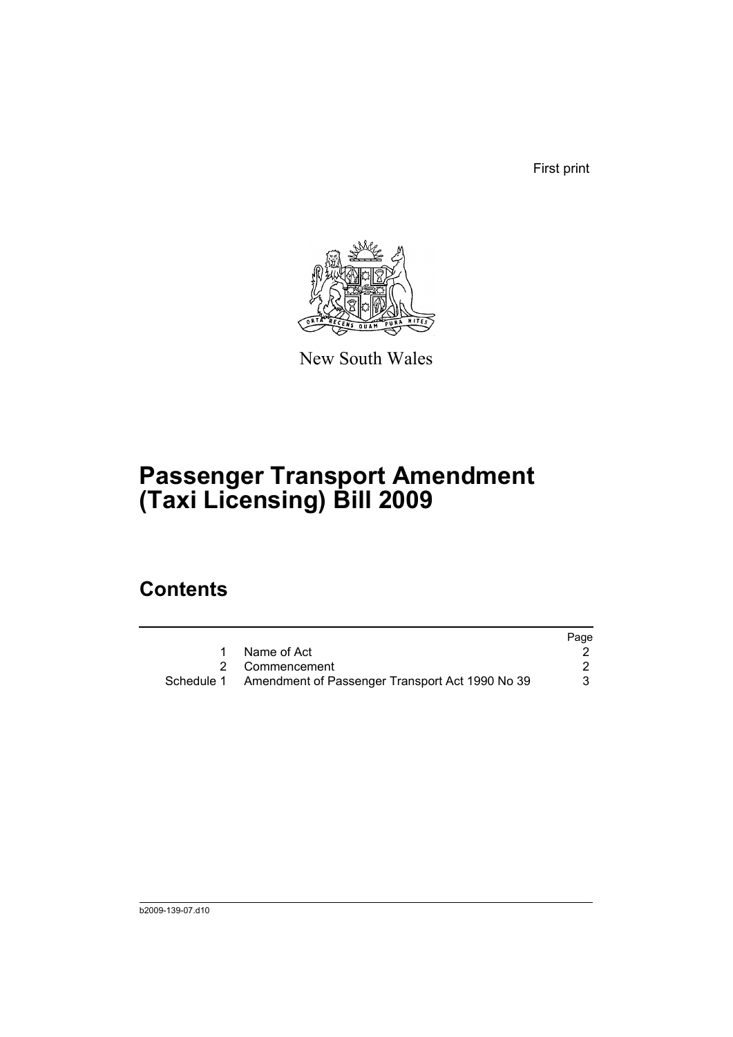First print

New South Wales

# Passenger Transport Amendment (Taxi Licensing) Bill 2009

## Contents

| | | Page |
|---|---|---|
| 1 | Name of Act | 2 |
| 2 | Commencement | 2 |
| Schedule 1 | Amendment of Passenger Transport Act 1990 No 39 | 3 |

b2009-139-07.d10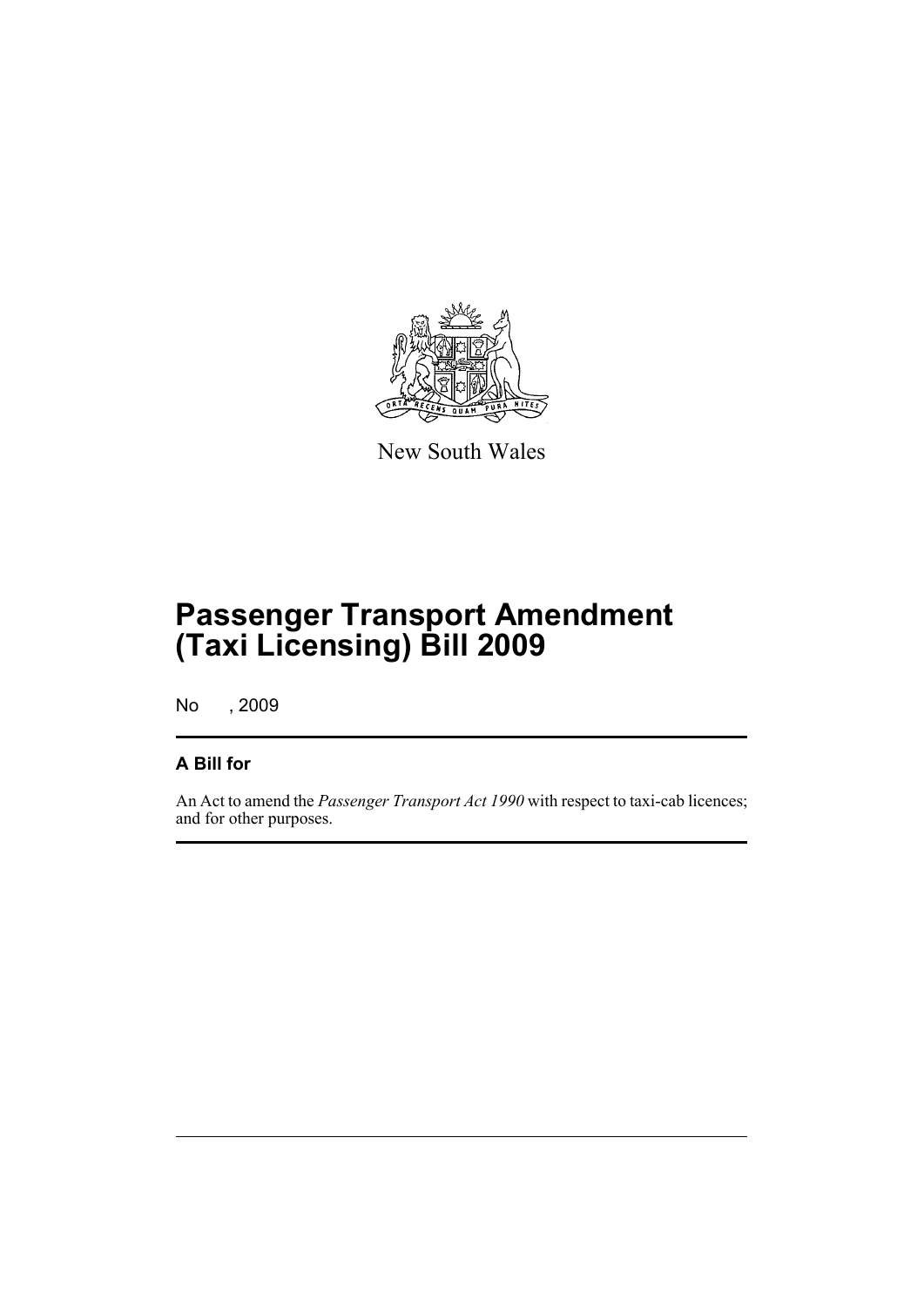New South Wales

# Passenger Transport Amendment (Taxi Licensing) Bill 2009

No , 2009

## A Bill for

An Act to amend the *Passenger Transport Act 1990* with respect to taxi-cab licences; and for other purposes.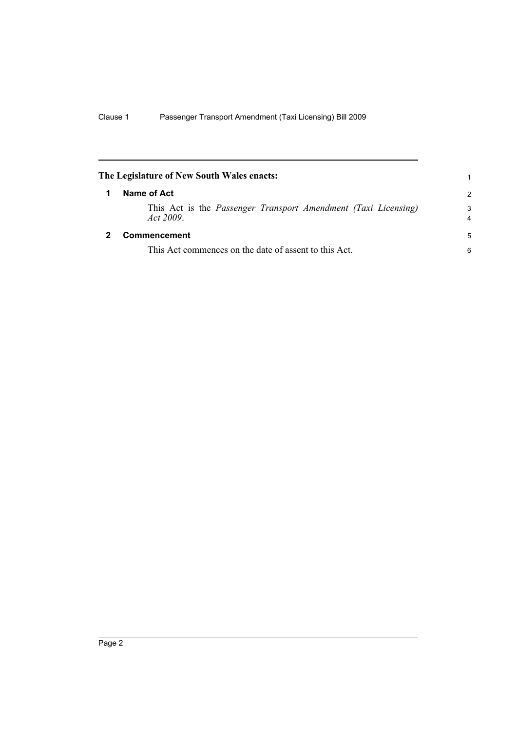**The Legislature of New South Wales enacts:**

## 1 Name of Act

This Act is the *Passenger Transport Amendment (Taxi Licensing) Act 2009*.

## 2 Commencement

This Act commences on the date of assent to this Act.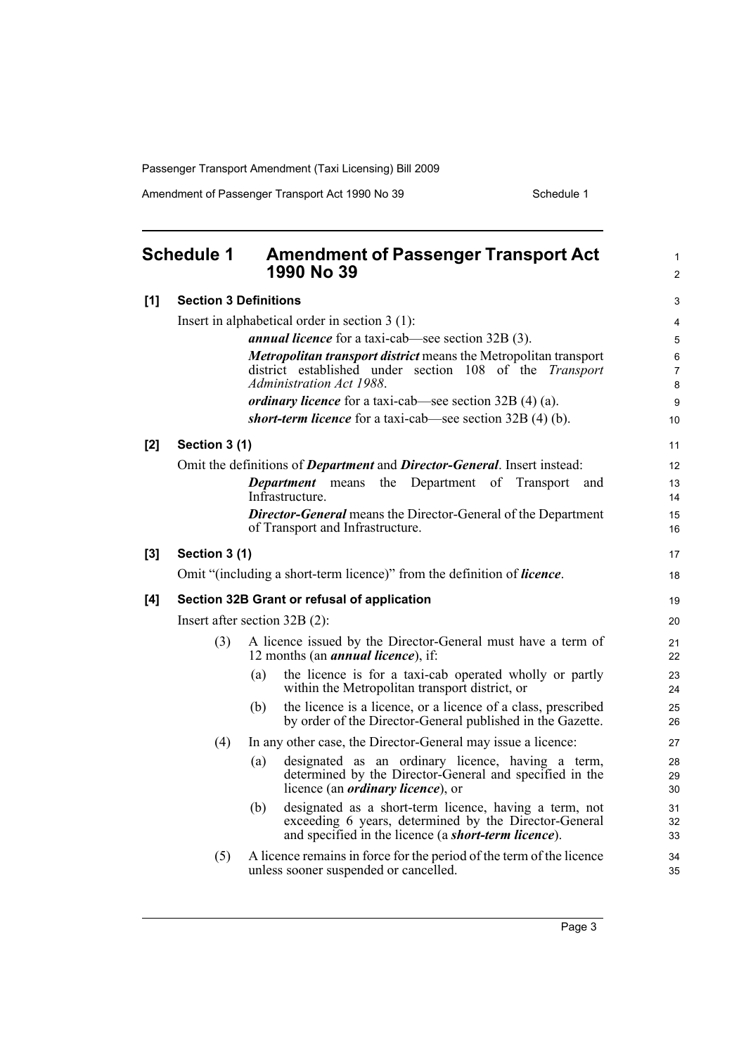## Schedule 1 Amendment of Passenger Transport Act 1990 No 39

**[1] Section 3 Definitions**

Insert in alphabetical order in section 3 (1):

> ***annual licence*** for a taxi-cab—see section 32B (3).
>
> ***Metropolitan transport district*** means the Metropolitan transport district established under section 108 of the *Transport Administration Act 1988*.
>
> ***ordinary licence*** for a taxi-cab—see section 32B (4) (a).
>
> ***short-term licence*** for a taxi-cab—see section 32B (4) (b).

**[2] Section 3 (1)**

Omit the definitions of ***Department*** and ***Director-General***. Insert instead:

> ***Department*** means the Department of Transport and Infrastructure.
>
> ***Director-General*** means the Director-General of the Department of Transport and Infrastructure.

**[3] Section 3 (1)**

Omit "(including a short-term licence)" from the definition of ***licence***.

**[4] Section 32B Grant or refusal of application**

Insert after section 32B (2):

(3) A licence issued by the Director-General must have a term of 12 months (an ***annual licence***), if:

- (a) the licence is for a taxi-cab operated wholly or partly within the Metropolitan transport district, or
- (b) the licence is a licence, or a licence of a class, prescribed by order of the Director-General published in the Gazette.

(4) In any other case, the Director-General may issue a licence:

- (a) designated as an ordinary licence, having a term, determined by the Director-General and specified in the licence (an ***ordinary licence***), or
- (b) designated as a short-term licence, having a term, not exceeding 6 years, determined by the Director-General and specified in the licence (a ***short-term licence***).

(5) A licence remains in force for the period of the term of the licence unless sooner suspended or cancelled.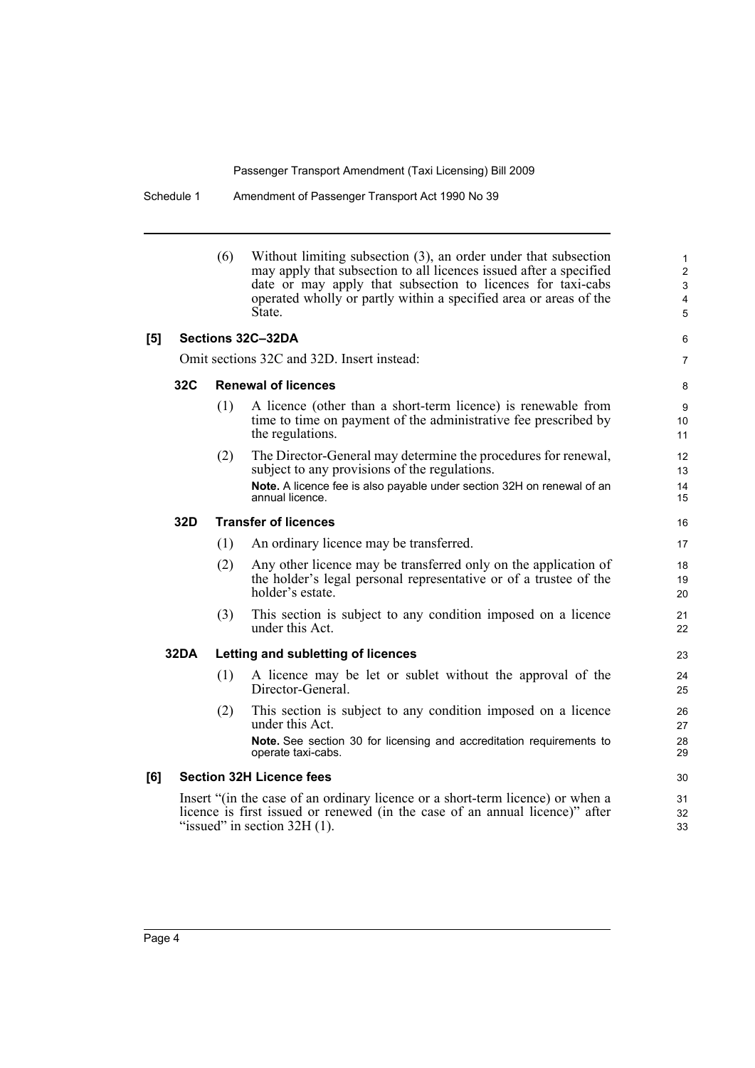(6) Without limiting subsection (3), an order under that subsection may apply that subsection to all licences issued after a specified date or may apply that subsection to licences for taxi-cabs operated wholly or partly within a specified area or areas of the State.

**[5] Sections 32C–32DA**

Omit sections 32C and 32D. Insert instead:

**32C Renewal of licences**

(1) A licence (other than a short-term licence) is renewable from time to time on payment of the administrative fee prescribed by the regulations.

(2) The Director-General may determine the procedures for renewal, subject to any provisions of the regulations.

**Note.** A licence fee is also payable under section 32H on renewal of an annual licence.

**32D Transfer of licences**

(1) An ordinary licence may be transferred.

(2) Any other licence may be transferred only on the application of the holder's legal personal representative or of a trustee of the holder's estate.

(3) This section is subject to any condition imposed on a licence under this Act.

**32DA Letting and subletting of licences**

(1) A licence may be let or sublet without the approval of the Director-General.

(2) This section is subject to any condition imposed on a licence under this Act.

**Note.** See section 30 for licensing and accreditation requirements to operate taxi-cabs.

**[6] Section 32H Licence fees**

Insert "(in the case of an ordinary licence or a short-term licence) or when a licence is first issued or renewed (in the case of an annual licence)" after "issued" in section 32H (1).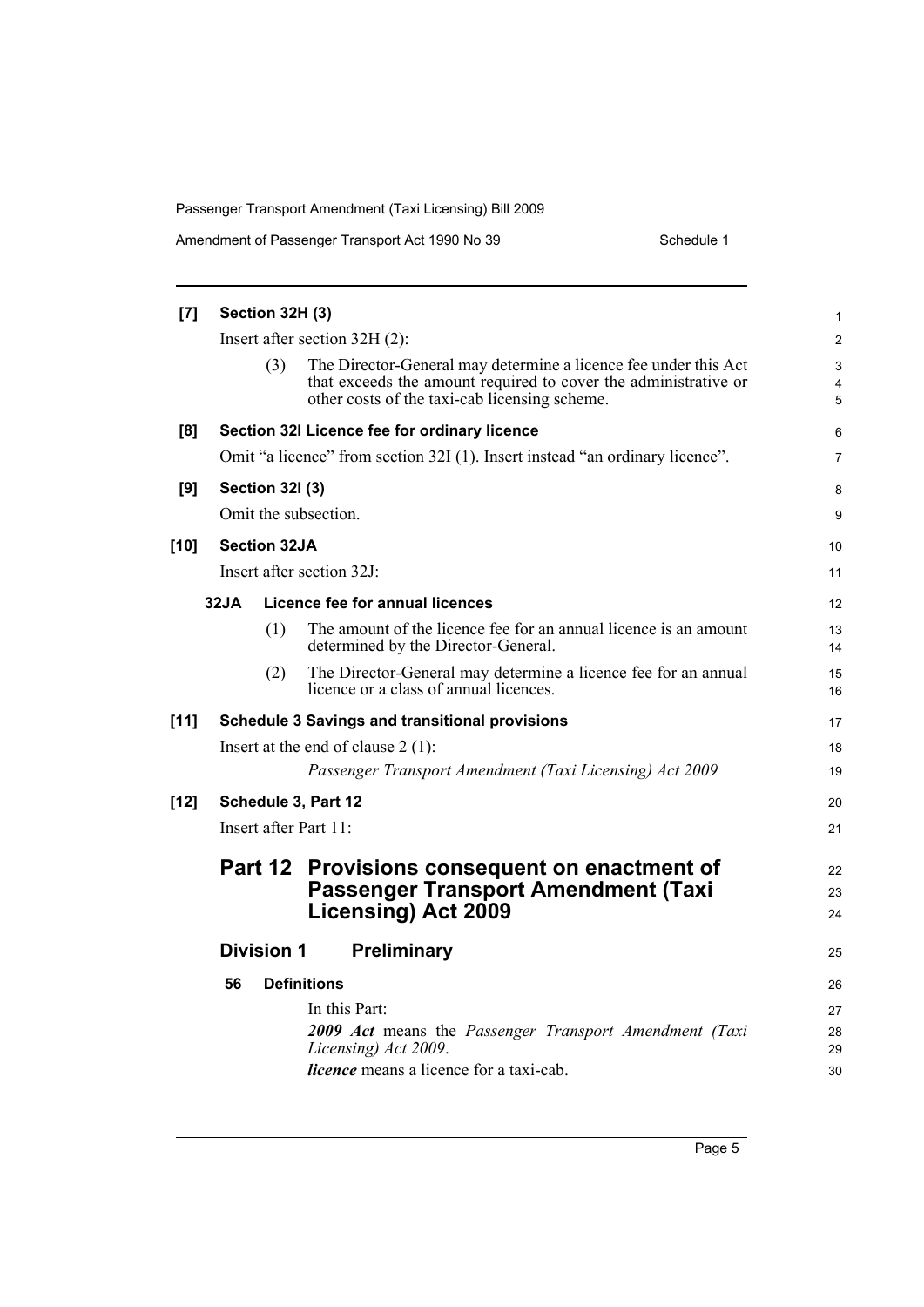**[7] Section 32H (3)**

Insert after section 32H (2):

(3) The Director-General may determine a licence fee under this Act that exceeds the amount required to cover the administrative or other costs of the taxi-cab licensing scheme.

**[8] Section 32I Licence fee for ordinary licence**

Omit "a licence" from section 32I (1). Insert instead "an ordinary licence".

**[9] Section 32I (3)**

Omit the subsection.

**[10] Section 32JA**

Insert after section 32J:

**32JA Licence fee for annual licences**

(1) The amount of the licence fee for an annual licence is an amount determined by the Director-General.

(2) The Director-General may determine a licence fee for an annual licence or a class of annual licences.

**[11] Schedule 3 Savings and transitional provisions**

Insert at the end of clause 2 (1):

*Passenger Transport Amendment (Taxi Licensing) Act 2009*

**[12] Schedule 3, Part 12**

Insert after Part 11:

## Part 12 Provisions consequent on enactment of Passenger Transport Amendment (Taxi Licensing) Act 2009

### Division 1 Preliminary

**56 Definitions**

In this Part:

***2009 Act*** means the *Passenger Transport Amendment (Taxi Licensing) Act 2009*.

***licence*** means a licence for a taxi-cab.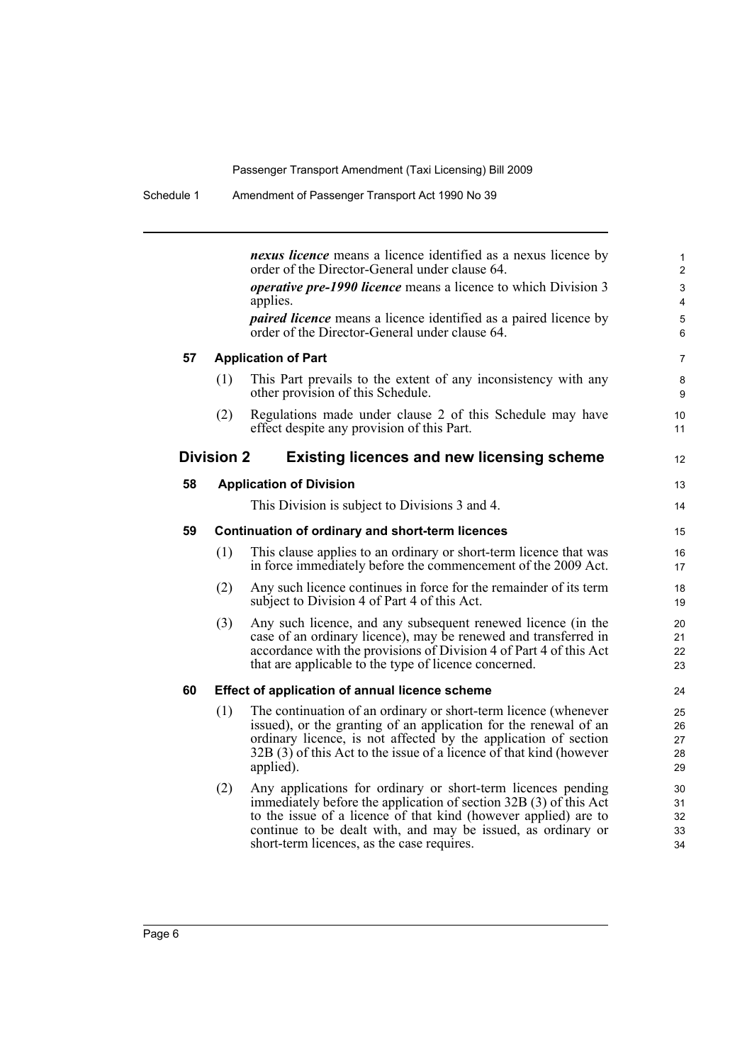***nexus licence*** means a licence identified as a nexus licence by order of the Director-General under clause 64.

***operative pre-1990 licence*** means a licence to which Division 3 applies.

***paired licence*** means a licence identified as a paired licence by order of the Director-General under clause 64.

#### 57 Application of Part

(1) This Part prevails to the extent of any inconsistency with any other provision of this Schedule.

(2) Regulations made under clause 2 of this Schedule may have effect despite any provision of this Part.

### Division 2 Existing licences and new licensing scheme

#### 58 Application of Division

This Division is subject to Divisions 3 and 4.

#### 59 Continuation of ordinary and short-term licences

(1) This clause applies to an ordinary or short-term licence that was in force immediately before the commencement of the 2009 Act.

(2) Any such licence continues in force for the remainder of its term subject to Division 4 of Part 4 of this Act.

(3) Any such licence, and any subsequent renewed licence (in the case of an ordinary licence), may be renewed and transferred in accordance with the provisions of Division 4 of Part 4 of this Act that are applicable to the type of licence concerned.

#### 60 Effect of application of annual licence scheme

(1) The continuation of an ordinary or short-term licence (whenever issued), or the granting of an application for the renewal of an ordinary licence, is not affected by the application of section 32B (3) of this Act to the issue of a licence of that kind (however applied).

(2) Any applications for ordinary or short-term licences pending immediately before the application of section 32B (3) of this Act to the issue of a licence of that kind (however applied) are to continue to be dealt with, and may be issued, as ordinary or short-term licences, as the case requires.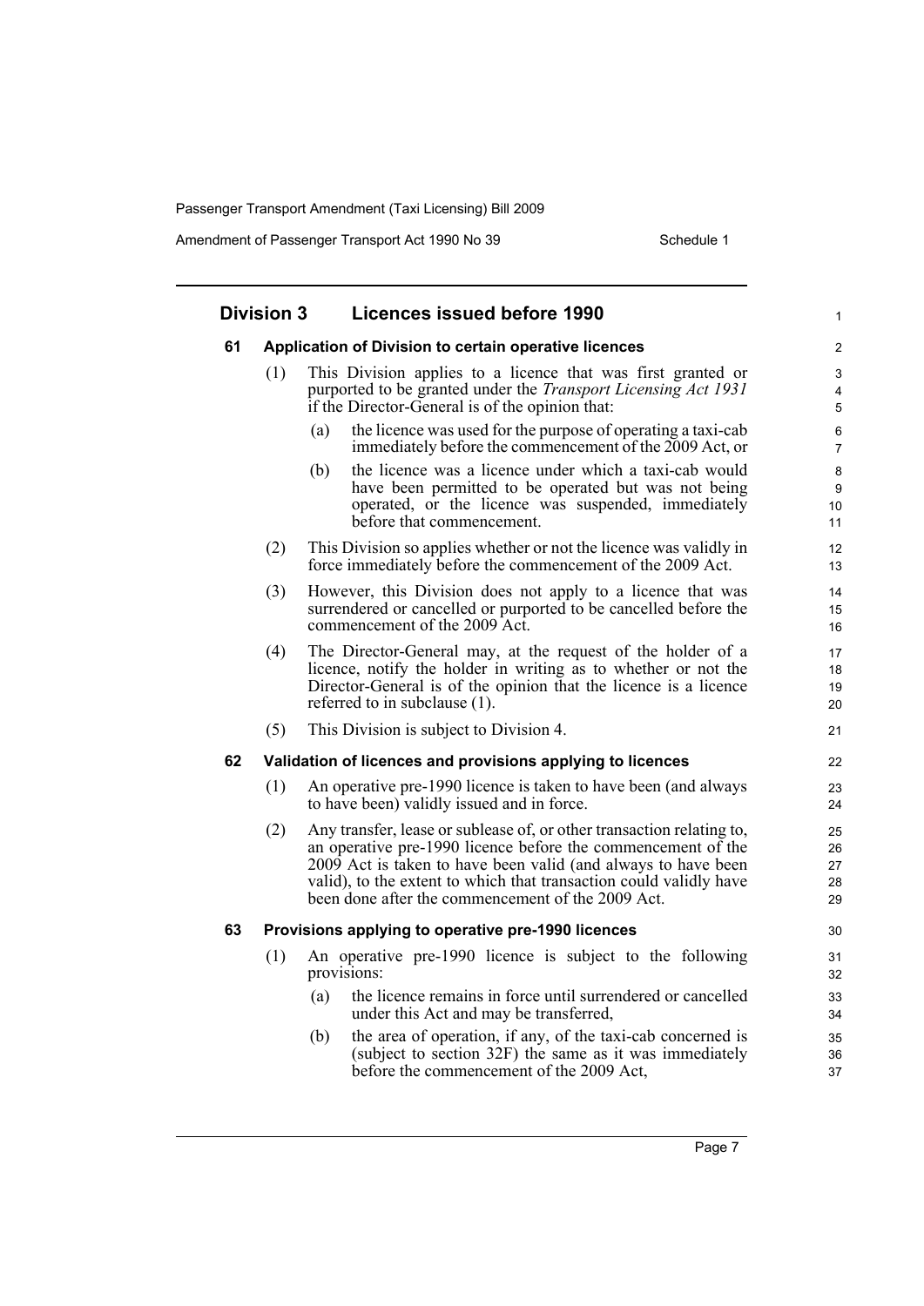## Division 3 Licences issued before 1990

### 61 Application of Division to certain operative licences

(1) This Division applies to a licence that was first granted or purported to be granted under the *Transport Licensing Act 1931* if the Director-General is of the opinion that:

- (a) the licence was used for the purpose of operating a taxi-cab immediately before the commencement of the 2009 Act, or
- (b) the licence was a licence under which a taxi-cab would have been permitted to be operated but was not being operated, or the licence was suspended, immediately before that commencement.

(2) This Division so applies whether or not the licence was validly in force immediately before the commencement of the 2009 Act.

(3) However, this Division does not apply to a licence that was surrendered or cancelled or purported to be cancelled before the commencement of the 2009 Act.

(4) The Director-General may, at the request of the holder of a licence, notify the holder in writing as to whether or not the Director-General is of the opinion that the licence is a licence referred to in subclause (1).

(5) This Division is subject to Division 4.

### 62 Validation of licences and provisions applying to licences

(1) An operative pre-1990 licence is taken to have been (and always to have been) validly issued and in force.

(2) Any transfer, lease or sublease of, or other transaction relating to, an operative pre-1990 licence before the commencement of the 2009 Act is taken to have been valid (and always to have been valid), to the extent to which that transaction could validly have been done after the commencement of the 2009 Act.

### 63 Provisions applying to operative pre-1990 licences

(1) An operative pre-1990 licence is subject to the following provisions:

- (a) the licence remains in force until surrendered or cancelled under this Act and may be transferred,
- (b) the area of operation, if any, of the taxi-cab concerned is (subject to section 32F) the same as it was immediately before the commencement of the 2009 Act,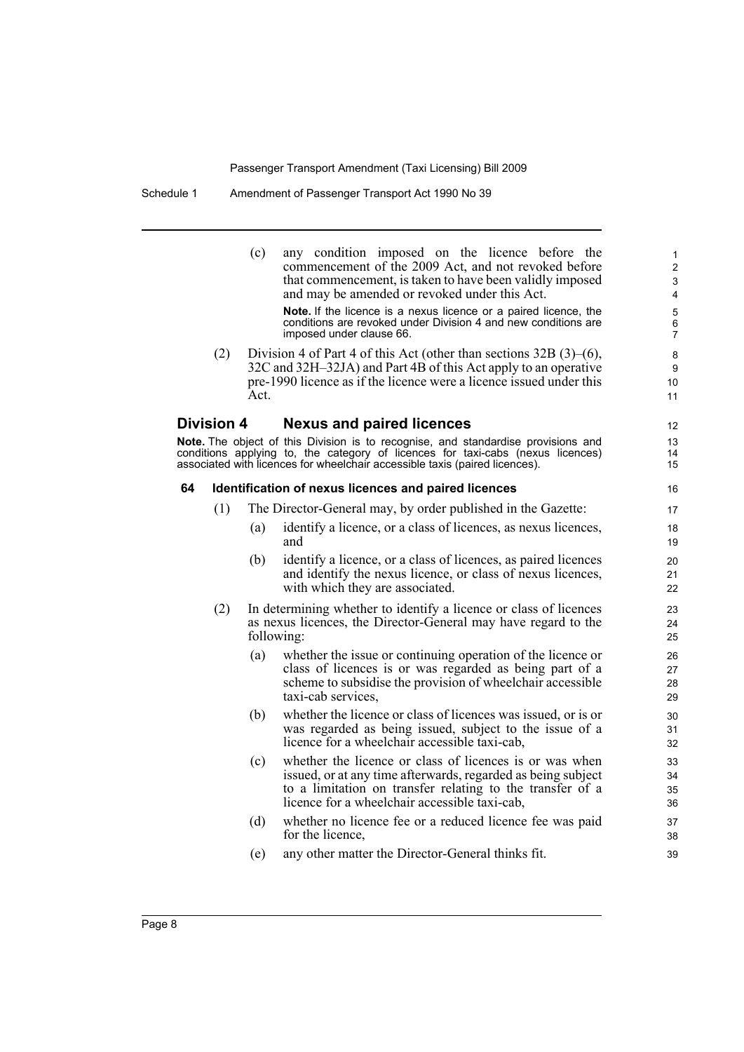(c) any condition imposed on the licence before the commencement of the 2009 Act, and not revoked before that commencement, is taken to have been validly imposed and may be amended or revoked under this Act.

**Note.** If the licence is a nexus licence or a paired licence, the conditions are revoked under Division 4 and new conditions are imposed under clause 66.

(2) Division 4 of Part 4 of this Act (other than sections 32B (3)–(6), 32C and 32H–32JA) and Part 4B of this Act apply to an operative pre-1990 licence as if the licence were a licence issued under this Act.

## Division 4 Nexus and paired licences

**Note.** The object of this Division is to recognise, and standardise provisions and conditions applying to, the category of licences for taxi-cabs (nexus licences) associated with licences for wheelchair accessible taxis (paired licences).

### 64 Identification of nexus licences and paired licences

(1) The Director-General may, by order published in the Gazette:

(a) identify a licence, or a class of licences, as nexus licences, and

(b) identify a licence, or a class of licences, as paired licences and identify the nexus licence, or class of nexus licences, with which they are associated.

(2) In determining whether to identify a licence or class of licences as nexus licences, the Director-General may have regard to the following:

(a) whether the issue or continuing operation of the licence or class of licences is or was regarded as being part of a scheme to subsidise the provision of wheelchair accessible taxi-cab services,

(b) whether the licence or class of licences was issued, or is or was regarded as being issued, subject to the issue of a licence for a wheelchair accessible taxi-cab,

(c) whether the licence or class of licences is or was when issued, or at any time afterwards, regarded as being subject to a limitation on transfer relating to the transfer of a licence for a wheelchair accessible taxi-cab,

(d) whether no licence fee or a reduced licence fee was paid for the licence,

(e) any other matter the Director-General thinks fit.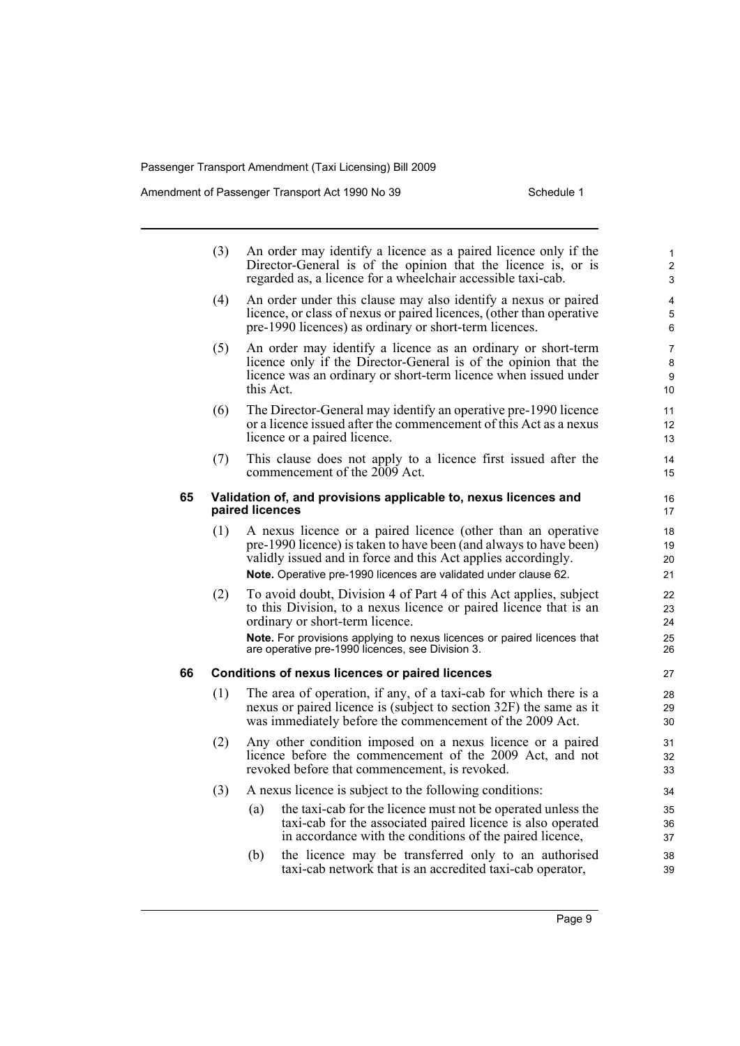(3) An order may identify a licence as a paired licence only if the Director-General is of the opinion that the licence is, or is regarded as, a licence for a wheelchair accessible taxi-cab.

(4) An order under this clause may also identify a nexus or paired licence, or class of nexus or paired licences, (other than operative pre-1990 licences) as ordinary or short-term licences.

(5) An order may identify a licence as an ordinary or short-term licence only if the Director-General is of the opinion that the licence was an ordinary or short-term licence when issued under this Act.

(6) The Director-General may identify an operative pre-1990 licence or a licence issued after the commencement of this Act as a nexus licence or a paired licence.

(7) This clause does not apply to a licence first issued after the commencement of the 2009 Act.

### 65 Validation of, and provisions applicable to, nexus licences and paired licences

(1) A nexus licence or a paired licence (other than an operative pre-1990 licence) is taken to have been (and always to have been) validly issued and in force and this Act applies accordingly.

**Note.** Operative pre-1990 licences are validated under clause 62.

(2) To avoid doubt, Division 4 of Part 4 of this Act applies, subject to this Division, to a nexus licence or paired licence that is an ordinary or short-term licence.

**Note.** For provisions applying to nexus licences or paired licences that are operative pre-1990 licences, see Division 3.

### 66 Conditions of nexus licences or paired licences

(1) The area of operation, if any, of a taxi-cab for which there is a nexus or paired licence is (subject to section 32F) the same as it was immediately before the commencement of the 2009 Act.

(2) Any other condition imposed on a nexus licence or a paired licence before the commencement of the 2009 Act, and not revoked before that commencement, is revoked.

(3) A nexus licence is subject to the following conditions:

(a) the taxi-cab for the licence must not be operated unless the taxi-cab for the associated paired licence is also operated in accordance with the conditions of the paired licence,

(b) the licence may be transferred only to an authorised taxi-cab network that is an accredited taxi-cab operator,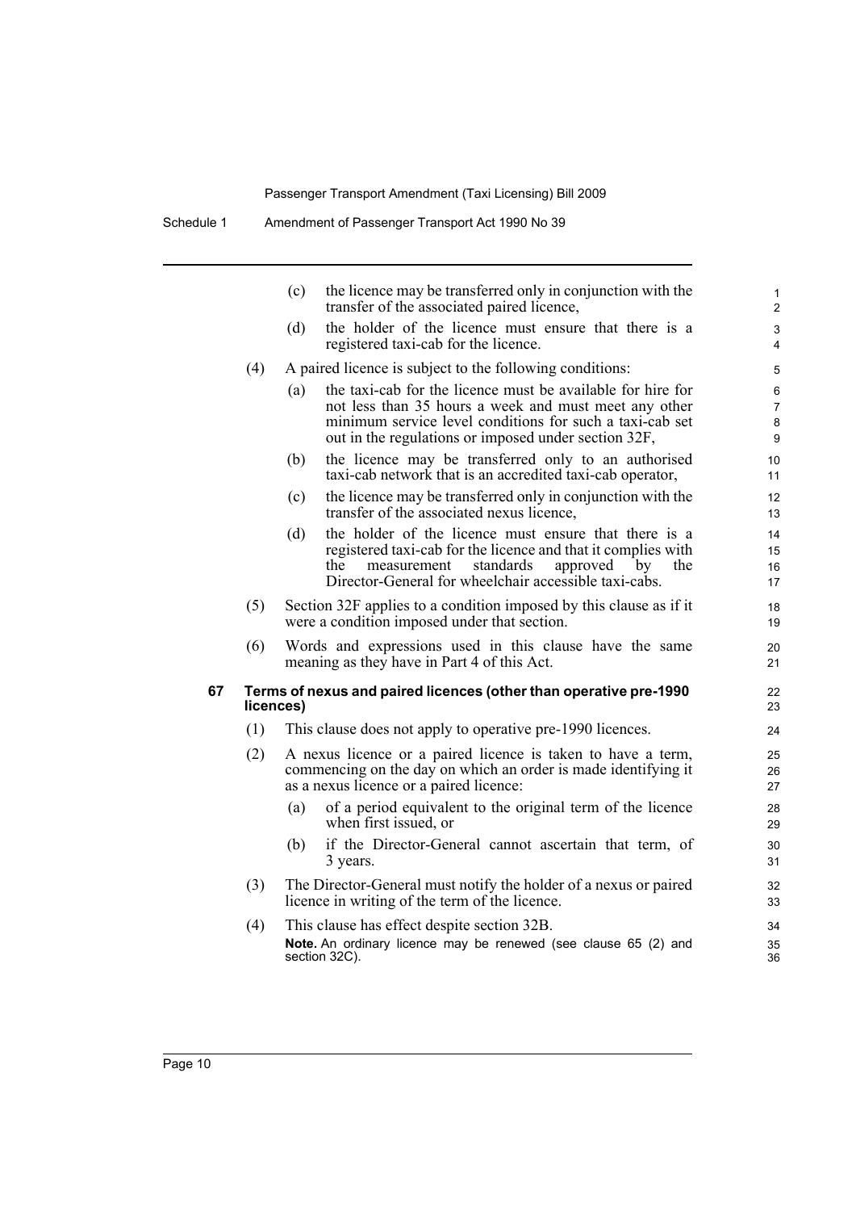(c) the licence may be transferred only in conjunction with the transfer of the associated paired licence,

(d) the holder of the licence must ensure that there is a registered taxi-cab for the licence.

(4) A paired licence is subject to the following conditions:

(a) the taxi-cab for the licence must be available for hire for not less than 35 hours a week and must meet any other minimum service level conditions for such a taxi-cab set out in the regulations or imposed under section 32F,

(b) the licence may be transferred only to an authorised taxi-cab network that is an accredited taxi-cab operator,

(c) the licence may be transferred only in conjunction with the transfer of the associated nexus licence,

(d) the holder of the licence must ensure that there is a registered taxi-cab for the licence and that it complies with the measurement standards approved by the Director-General for wheelchair accessible taxi-cabs.

(5) Section 32F applies to a condition imposed by this clause as if it were a condition imposed under that section.

(6) Words and expressions used in this clause have the same meaning as they have in Part 4 of this Act.

**67 Terms of nexus and paired licences (other than operative pre-1990 licences)**

(1) This clause does not apply to operative pre-1990 licences.

(2) A nexus licence or a paired licence is taken to have a term, commencing on the day on which an order is made identifying it as a nexus licence or a paired licence:

(a) of a period equivalent to the original term of the licence when first issued, or

(b) if the Director-General cannot ascertain that term, of 3 years.

(3) The Director-General must notify the holder of a nexus or paired licence in writing of the term of the licence.

(4) This clause has effect despite section 32B.

**Note.** An ordinary licence may be renewed (see clause 65 (2) and section 32C).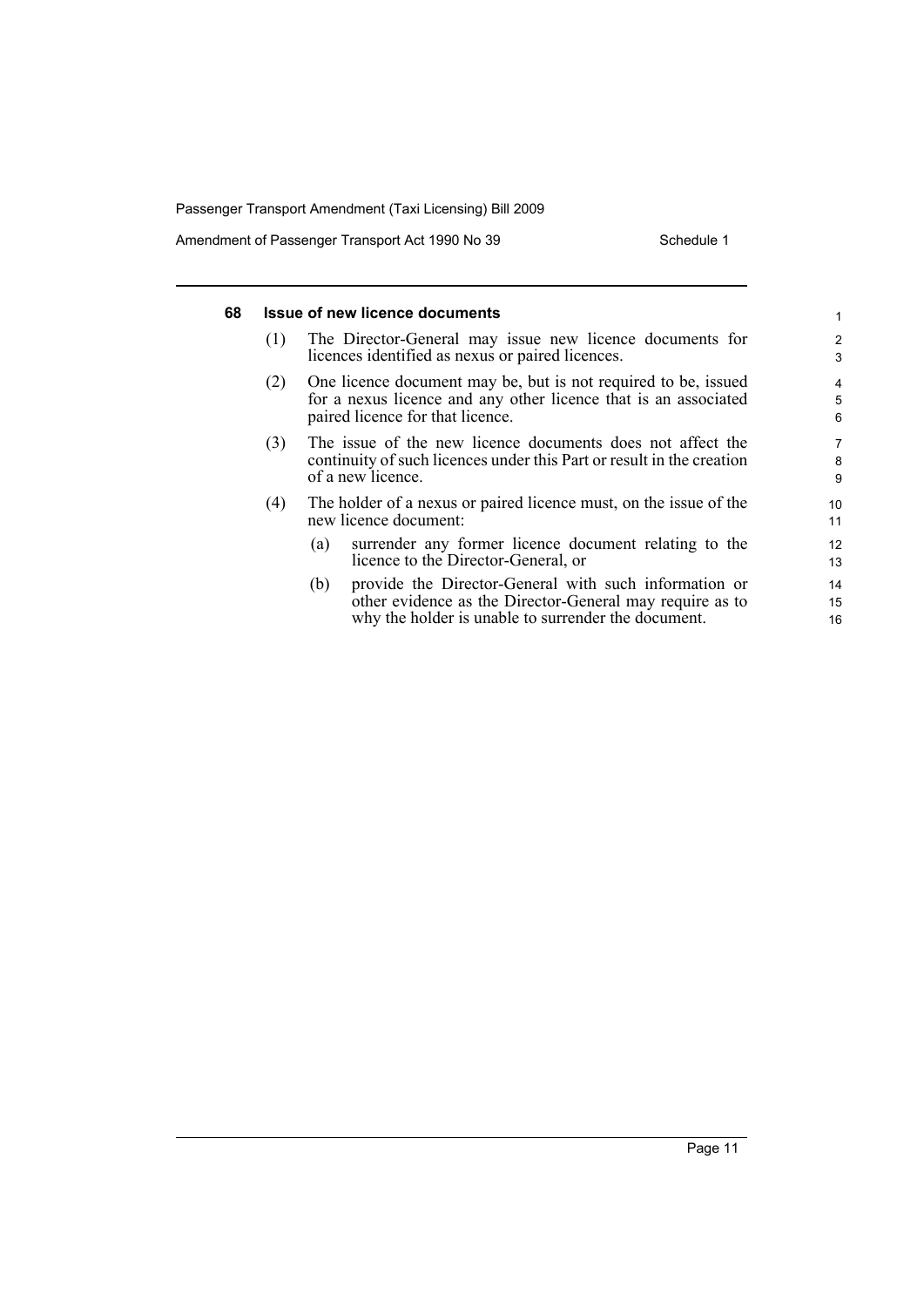#### 68 Issue of new licence documents

(1) The Director-General may issue new licence documents for licences identified as nexus or paired licences.

(2) One licence document may be, but is not required to be, issued for a nexus licence and any other licence that is an associated paired licence for that licence.

(3) The issue of the new licence documents does not affect the continuity of such licences under this Part or result in the creation of a new licence.

(4) The holder of a nexus or paired licence must, on the issue of the new licence document:

(a) surrender any former licence document relating to the licence to the Director-General, or

(b) provide the Director-General with such information or other evidence as the Director-General may require as to why the holder is unable to surrender the document.